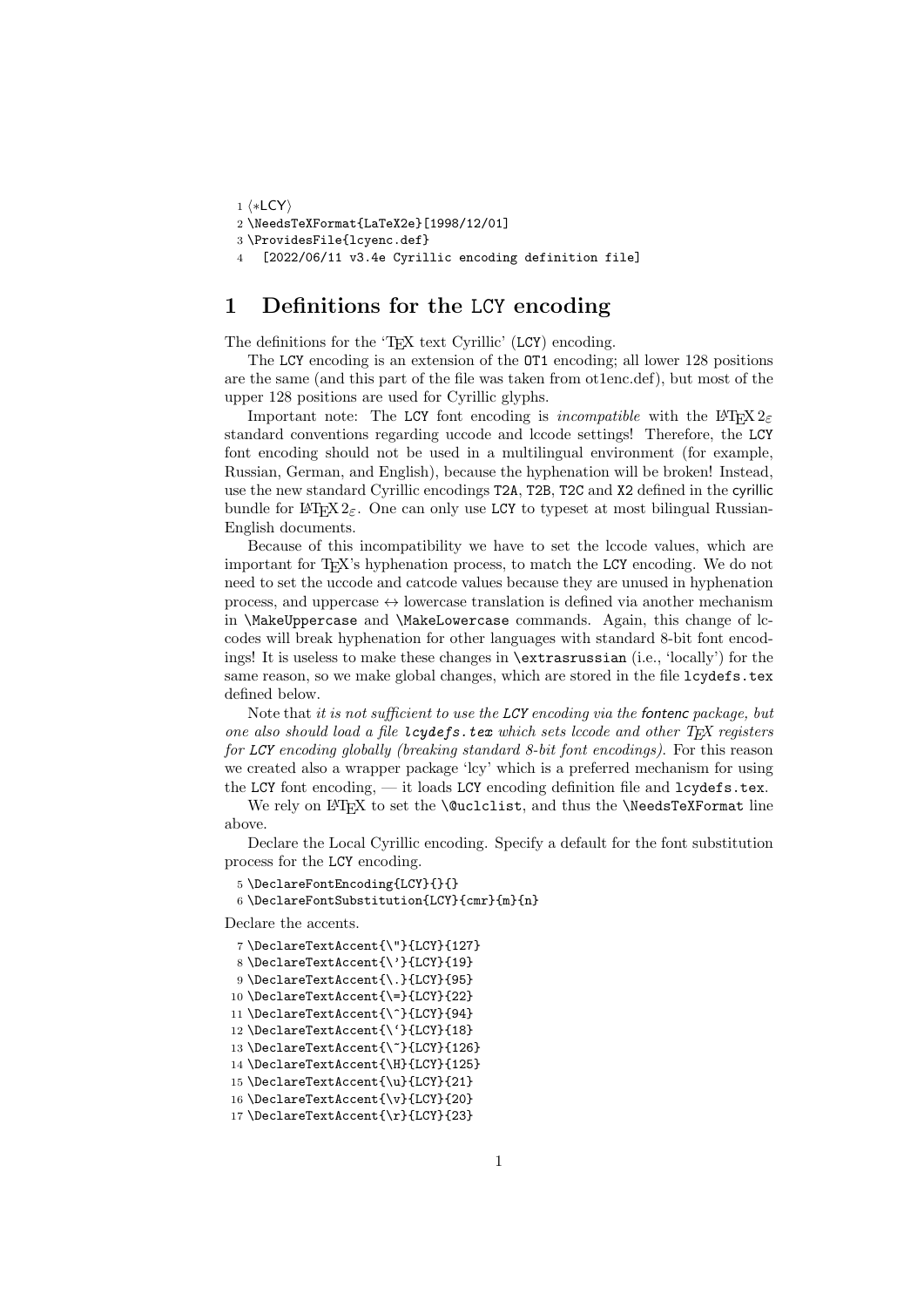```
1 〈*LCY〉
2 \NeedsTeXFormat{LaTeX2e}[1998/12/01]
3 \ProvidesFile{lcyenc.def}
4   [2022/06/11 v3.4e Cyrillic encoding definition file]
```

# 1 Definitions for the LCY encoding

The definitions for the 'TEX text Cyrillic' (LCY) encoding.

The LCY encoding is an extension of the OT1 encoding; all lower 128 positions are the same (and this part of the file was taken from ot1enc.def), but most of the upper 128 positions are used for Cyrillic glyphs.

Important note: The LCY font encoding is *incompatible* with the LATEX 2ε standard conventions regarding uccode and lccode settings! Therefore, the LCY font encoding should not be used in a multilingual environment (for example, Russian, German, and English), because the hyphenation will be broken! Instead, use the new standard Cyrillic encodings T2A, T2B, T2C and X2 defined in the cyrillic bundle for LATEX 2ε. One can only use LCY to typeset at most bilingual Russian-English documents.

Because of this incompatibility we have to set the lccode values, which are important for TEX's hyphenation process, to match the LCY encoding. We do not need to set the uccode and catcode values because they are unused in hyphenation process, and uppercase ↔ lowercase translation is defined via another mechanism in \MakeUppercase and \MakeLowercase commands. Again, this change of lccodes will break hyphenation for other languages with standard 8-bit font encodings! It is useless to make these changes in \extrasrussian (i.e., 'locally') for the same reason, so we make global changes, which are stored in the file lcydefs.tex defined below.

Note that *it is not sufficient to use the LCY encoding via the fontenc package, but one also should load a file lcydefs.tex which sets lccode and other TEX registers for LCY encoding globally (breaking standard 8-bit font encodings)*. For this reason we created also a wrapper package 'lcy' which is a preferred mechanism for using the LCY font encoding, — it loads LCY encoding definition file and lcydefs.tex.

We rely on LATEX to set the \@uclclist, and thus the \NeedsTeXFormat line above.

Declare the Local Cyrillic encoding. Specify a default for the font substitution process for the LCY encoding.

```
5 \DeclareFontEncoding{LCY}{}{}
6 \DeclareFontSubstitution{LCY}{cmr}{m}{n}
```

Declare the accents.

```
7 \DeclareTextAccent{\"}{LCY}{127}
8 \DeclareTextAccent{\'}{LCY}{19}
9 \DeclareTextAccent{\.}{LCY}{95}
10 \DeclareTextAccent{\=}{LCY}{22}
11 \DeclareTextAccent{\^}{LCY}{94}
12 \DeclareTextAccent{\`}{LCY}{18}
13 \DeclareTextAccent{\~}{LCY}{126}
14 \DeclareTextAccent{\H}{LCY}{125}
15 \DeclareTextAccent{\u}{LCY}{21}
16 \DeclareTextAccent{\v}{LCY}{20}
17 \DeclareTextAccent{\r}{LCY}{23}
```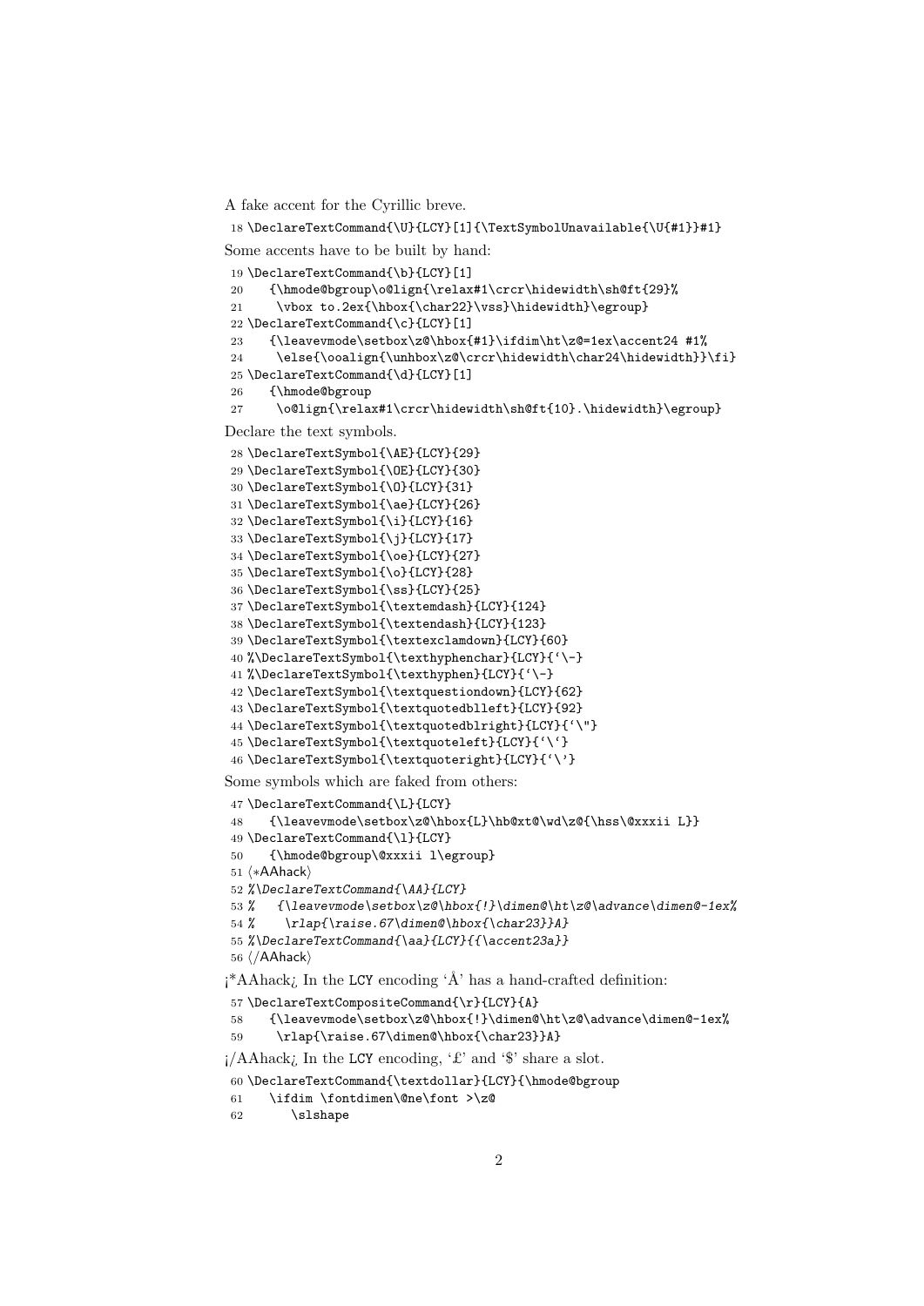A fake accent for the Cyrillic breve.

```
18 \DeclareTextCommand{\U}{LCY}[1]{\TextSymbolUnavailable{\U{#1}}#1}
```

Some accents have to be built by hand:

```
19 \DeclareTextCommand{\b}{LCY}[1]
20    {\hmode@bgroup\o@lign{\relax#1\crcr\hidewidth\sh@ft{29}%
21     \vbox to.2ex{\hbox{\char22}\vss}\hidewidth}\egroup}
22 \DeclareTextCommand{\c}{LCY}[1]
23    {\leavevmode\setbox\z@\hbox{#1}\ifdim\ht\z@=1ex\accent24 #1%
24     \else{\ooalign{\unhbox\z@\crcr\hidewidth\char24\hidewidth}}\fi}
25 \DeclareTextCommand{\d}{LCY}[1]
26    {\hmode@bgroup
27     \o@lign{\relax#1\crcr\hidewidth\sh@ft{10}.\hidewidth}\egroup}
```

Declare the text symbols.

```
28 \DeclareTextSymbol{\AE}{LCY}{29}
29 \DeclareTextSymbol{\OE}{LCY}{30}
30 \DeclareTextSymbol{\O}{LCY}{31}
31 \DeclareTextSymbol{\ae}{LCY}{26}
32 \DeclareTextSymbol{\i}{LCY}{16}
33 \DeclareTextSymbol{\j}{LCY}{17}
34 \DeclareTextSymbol{\oe}{LCY}{27}
35 \DeclareTextSymbol{\o}{LCY}{28}
36 \DeclareTextSymbol{\ss}{LCY}{25}
37 \DeclareTextSymbol{\textemdash}{LCY}{124}
38 \DeclareTextSymbol{\textendash}{LCY}{123}
39 \DeclareTextSymbol{\textexclamdown}{LCY}{60}
40 %\DeclareTextSymbol{\texthyphenchar}{LCY}{`\-}
41 %\DeclareTextSymbol{\texthyphen}{LCY}{`\-}
42 \DeclareTextSymbol{\textquestiondown}{LCY}{62}
43 \DeclareTextSymbol{\textquotedblleft}{LCY}{92}
44 \DeclareTextSymbol{\textquotedblright}{LCY}{`\"}
45 \DeclareTextSymbol{\textquoteleft}{LCY}{`\`}
46 \DeclareTextSymbol{\textquoteright}{LCY}{`\'}
```

Some symbols which are faked from others:

```
47 \DeclareTextCommand{\L}{LCY}
48    {\leavevmode\setbox\z@\hbox{L}\hb@xt@\wd\z@{\hss\@xxxii L}}
49 \DeclareTextCommand{\l}{LCY}
50    {\hmode@bgroup\@xxxii l\egroup}
51 ⟨*AAhack⟩
52 %\DeclareTextCommand{\AA}{LCY}
53 %   {\leavevmode\setbox\z@\hbox{!}\dimen@\ht\z@\advance\dimen@-1ex%
54 %    \rlap{\raise.67\dimen@\hbox{\char23}}A}
55 %\DeclareTextCommand{\aa}{LCY}{{\accent23a}}
56 ⟨/AAhack⟩
```

¡*AAhack¿ In the LCY encoding 'Å' has a hand-crafted definition:

```
57 \DeclareTextCompositeCommand{\r}{LCY}{A}
58    {\leavevmode\setbox\z@\hbox{!}\dimen@\ht\z@\advance\dimen@-1ex%
59     \rlap{\raise.67\dimen@\hbox{\char23}}A}
```

¡/AAhack¿ In the LCY encoding, '£' and '$' share a slot.

```
60 \DeclareTextCommand{\textdollar}{LCY}{\hmode@bgroup
61    \ifdim \fontdimen\@ne\font >\z@
62       \slshape
```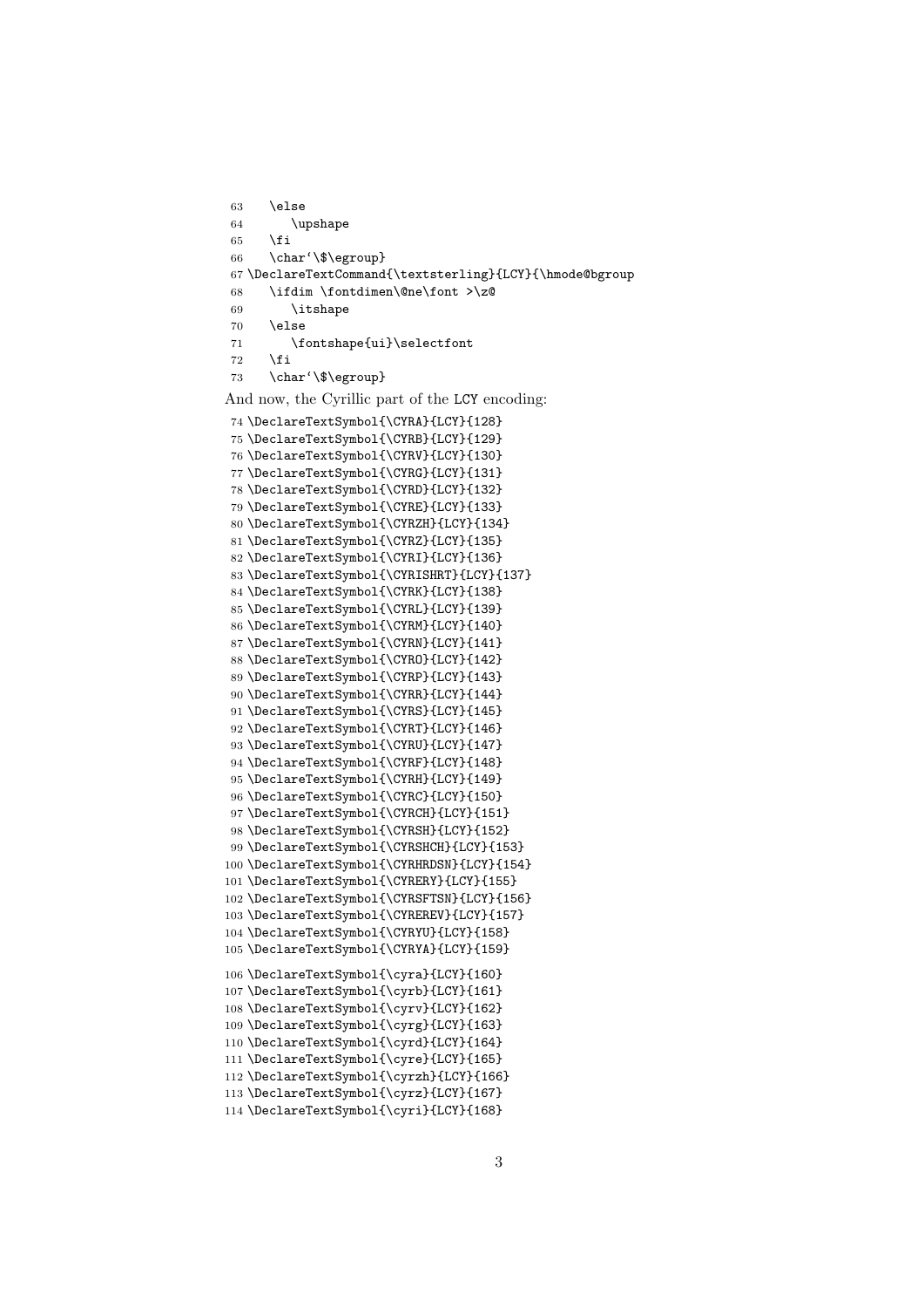```
63    \else
64       \upshape
65    \fi
66    \char`\$\egroup}
67 \DeclareTextCommand{\textsterling}{LCY}{\hmode@bgroup
68    \ifdim \fontdimen\@ne\font >\z@
69       \itshape
70    \else
71       \fontshape{ui}\selectfont
72    \fi
73    \char`\$\egroup}
```

And now, the Cyrillic part of the LCY encoding:

```
74 \DeclareTextSymbol{\CYRA}{LCY}{128}
75 \DeclareTextSymbol{\CYRB}{LCY}{129}
76 \DeclareTextSymbol{\CYRV}{LCY}{130}
77 \DeclareTextSymbol{\CYRG}{LCY}{131}
78 \DeclareTextSymbol{\CYRD}{LCY}{132}
79 \DeclareTextSymbol{\CYRE}{LCY}{133}
80 \DeclareTextSymbol{\CYRZH}{LCY}{134}
81 \DeclareTextSymbol{\CYRZ}{LCY}{135}
82 \DeclareTextSymbol{\CYRI}{LCY}{136}
83 \DeclareTextSymbol{\CYRISHRT}{LCY}{137}
84 \DeclareTextSymbol{\CYRK}{LCY}{138}
85 \DeclareTextSymbol{\CYRL}{LCY}{139}
86 \DeclareTextSymbol{\CYRM}{LCY}{140}
87 \DeclareTextSymbol{\CYRN}{LCY}{141}
88 \DeclareTextSymbol{\CYRO}{LCY}{142}
89 \DeclareTextSymbol{\CYRP}{LCY}{143}
90 \DeclareTextSymbol{\CYRR}{LCY}{144}
91 \DeclareTextSymbol{\CYRS}{LCY}{145}
92 \DeclareTextSymbol{\CYRT}{LCY}{146}
93 \DeclareTextSymbol{\CYRU}{LCY}{147}
94 \DeclareTextSymbol{\CYRF}{LCY}{148}
95 \DeclareTextSymbol{\CYRH}{LCY}{149}
96 \DeclareTextSymbol{\CYRC}{LCY}{150}
97 \DeclareTextSymbol{\CYRCH}{LCY}{151}
98 \DeclareTextSymbol{\CYRSH}{LCY}{152}
99 \DeclareTextSymbol{\CYRSHCH}{LCY}{153}
100 \DeclareTextSymbol{\CYRHRDSN}{LCY}{154}
101 \DeclareTextSymbol{\CYRERY}{LCY}{155}
102 \DeclareTextSymbol{\CYRSFTSN}{LCY}{156}
103 \DeclareTextSymbol{\CYREREV}{LCY}{157}
104 \DeclareTextSymbol{\CYRYU}{LCY}{158}
105 \DeclareTextSymbol{\CYRYA}{LCY}{159}

106 \DeclareTextSymbol{\cyra}{LCY}{160}
107 \DeclareTextSymbol{\cyrb}{LCY}{161}
108 \DeclareTextSymbol{\cyrv}{LCY}{162}
109 \DeclareTextSymbol{\cyrg}{LCY}{163}
110 \DeclareTextSymbol{\cyrd}{LCY}{164}
111 \DeclareTextSymbol{\cyre}{LCY}{165}
112 \DeclareTextSymbol{\cyrzh}{LCY}{166}
113 \DeclareTextSymbol{\cyrz}{LCY}{167}
114 \DeclareTextSymbol{\cyri}{LCY}{168}
```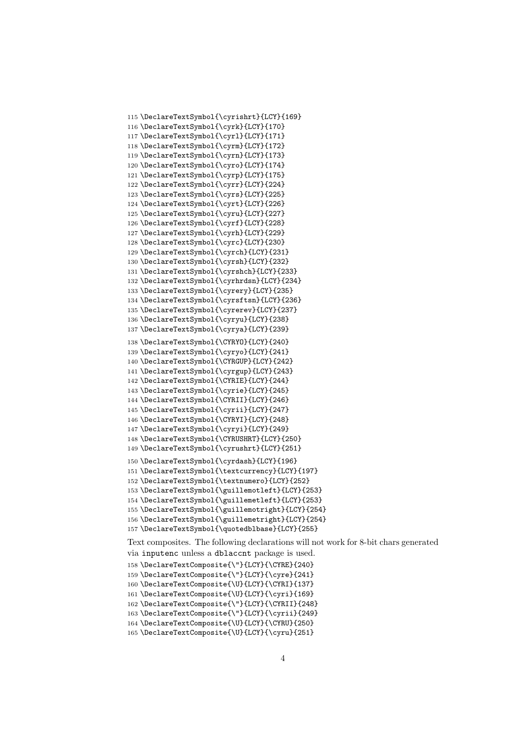```
115 \DeclareTextSymbol{\cyrishrt}{LCY}{169}
116 \DeclareTextSymbol{\cyrk}{LCY}{170}
117 \DeclareTextSymbol{\cyrl}{LCY}{171}
118 \DeclareTextSymbol{\cyrm}{LCY}{172}
119 \DeclareTextSymbol{\cyrn}{LCY}{173}
120 \DeclareTextSymbol{\cyro}{LCY}{174}
121 \DeclareTextSymbol{\cyrp}{LCY}{175}
122 \DeclareTextSymbol{\cyrr}{LCY}{224}
123 \DeclareTextSymbol{\cyrs}{LCY}{225}
124 \DeclareTextSymbol{\cyrt}{LCY}{226}
125 \DeclareTextSymbol{\cyru}{LCY}{227}
126 \DeclareTextSymbol{\cyrf}{LCY}{228}
127 \DeclareTextSymbol{\cyrh}{LCY}{229}
128 \DeclareTextSymbol{\cyrc}{LCY}{230}
129 \DeclareTextSymbol{\cyrch}{LCY}{231}
130 \DeclareTextSymbol{\cyrsh}{LCY}{232}
131 \DeclareTextSymbol{\cyrshch}{LCY}{233}
132 \DeclareTextSymbol{\cyrhrdsn}{LCY}{234}
133 \DeclareTextSymbol{\cyrery}{LCY}{235}
134 \DeclareTextSymbol{\cyrsftsn}{LCY}{236}
135 \DeclareTextSymbol{\cyrerev}{LCY}{237}
136 \DeclareTextSymbol{\cyryu}{LCY}{238}
137 \DeclareTextSymbol{\cyrya}{LCY}{239}
```

```
138 \DeclareTextSymbol{\CYRYO}{LCY}{240}
139 \DeclareTextSymbol{\cyryo}{LCY}{241}
140 \DeclareTextSymbol{\CYRGUP}{LCY}{242}
141 \DeclareTextSymbol{\cyrgup}{LCY}{243}
142 \DeclareTextSymbol{\CYRIE}{LCY}{244}
143 \DeclareTextSymbol{\cyrie}{LCY}{245}
144 \DeclareTextSymbol{\CYRII}{LCY}{246}
145 \DeclareTextSymbol{\cyrii}{LCY}{247}
146 \DeclareTextSymbol{\CYRYI}{LCY}{248}
147 \DeclareTextSymbol{\cyryi}{LCY}{249}
148 \DeclareTextSymbol{\CYRUSHRT}{LCY}{250}
149 \DeclareTextSymbol{\cyrushrt}{LCY}{251}
```

```
150 \DeclareTextSymbol{\cyrdash}{LCY}{196}
151 \DeclareTextSymbol{\textcurrency}{LCY}{197}
152 \DeclareTextSymbol{\textnumero}{LCY}{252}
153 \DeclareTextSymbol{\guillemotleft}{LCY}{253}
154 \DeclareTextSymbol{\guillemetleft}{LCY}{253}
155 \DeclareTextSymbol{\guillemotright}{LCY}{254}
156 \DeclareTextSymbol{\guillemetright}{LCY}{254}
157 \DeclareTextSymbol{\quotedblbase}{LCY}{255}
```

Text composites. The following declarations will not work for 8-bit chars generated via `inputenc` unless a `dblaccnt` package is used.

```
158 \DeclareTextComposite{\"}{LCY}{\CYRE}{240}
159 \DeclareTextComposite{\"}{LCY}{\cyre}{241}
160 \DeclareTextComposite{\U}{LCY}{\CYRI}{137}
161 \DeclareTextComposite{\U}{LCY}{\cyri}{169}
162 \DeclareTextComposite{\"}{LCY}{\CYRII}{248}
163 \DeclareTextComposite{\"}{LCY}{\cyrii}{249}
164 \DeclareTextComposite{\U}{LCY}{\CYRU}{250}
165 \DeclareTextComposite{\U}{LCY}{\cyru}{251}
```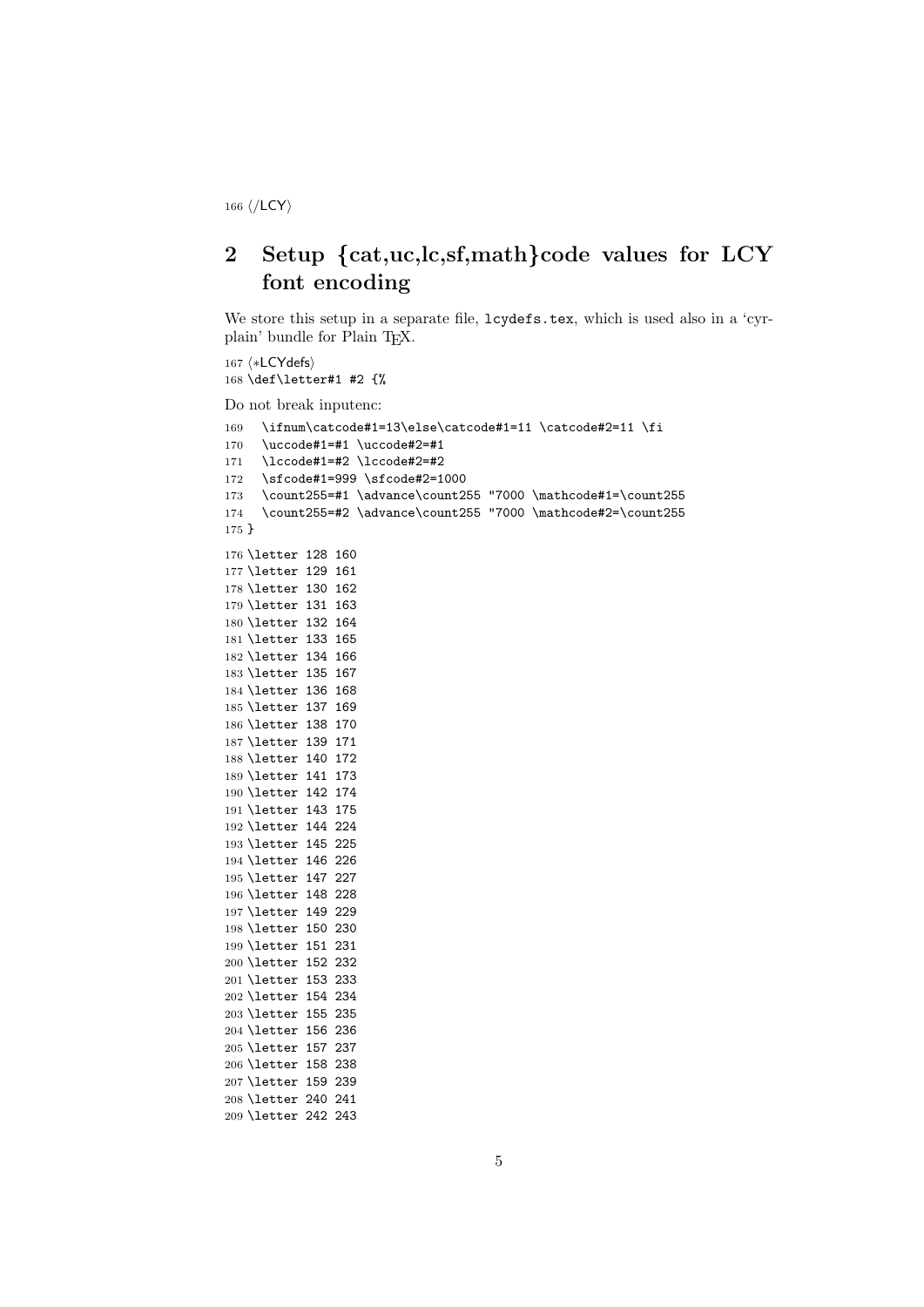```
166 ⟨/LCY⟩
```

## 2 Setup {cat,uc,lc,sf,math}code values for LCY font encoding

We store this setup in a separate file, `lcydefs.tex`, which is used also in a 'cyrplain' bundle for Plain TEX.

```
167 ⟨*LCYdefs⟩
168 \def\letter#1 #2 {%
```

Do not break inputenc:

```
169   \ifnum\catcode#1=13\else\catcode#1=11 \catcode#2=11 \fi
170   \uccode#1=#1 \uccode#2=#1
171   \lccode#1=#2 \lccode#2=#2
172   \sfcode#1=999 \sfcode#2=1000
173   \count255=#1 \advance\count255 "7000 \mathcode#1=\count255
174   \count255=#2 \advance\count255 "7000 \mathcode#2=\count255
175 }
176 \letter 128 160
177 \letter 129 161
178 \letter 130 162
179 \letter 131 163
180 \letter 132 164
181 \letter 133 165
182 \letter 134 166
183 \letter 135 167
184 \letter 136 168
185 \letter 137 169
186 \letter 138 170
187 \letter 139 171
188 \letter 140 172
189 \letter 141 173
190 \letter 142 174
191 \letter 143 175
192 \letter 144 224
193 \letter 145 225
194 \letter 146 226
195 \letter 147 227
196 \letter 148 228
197 \letter 149 229
198 \letter 150 230
199 \letter 151 231
200 \letter 152 232
201 \letter 153 233
202 \letter 154 234
203 \letter 155 235
204 \letter 156 236
205 \letter 157 237
206 \letter 158 238
207 \letter 159 239
208 \letter 240 241
209 \letter 242 243
```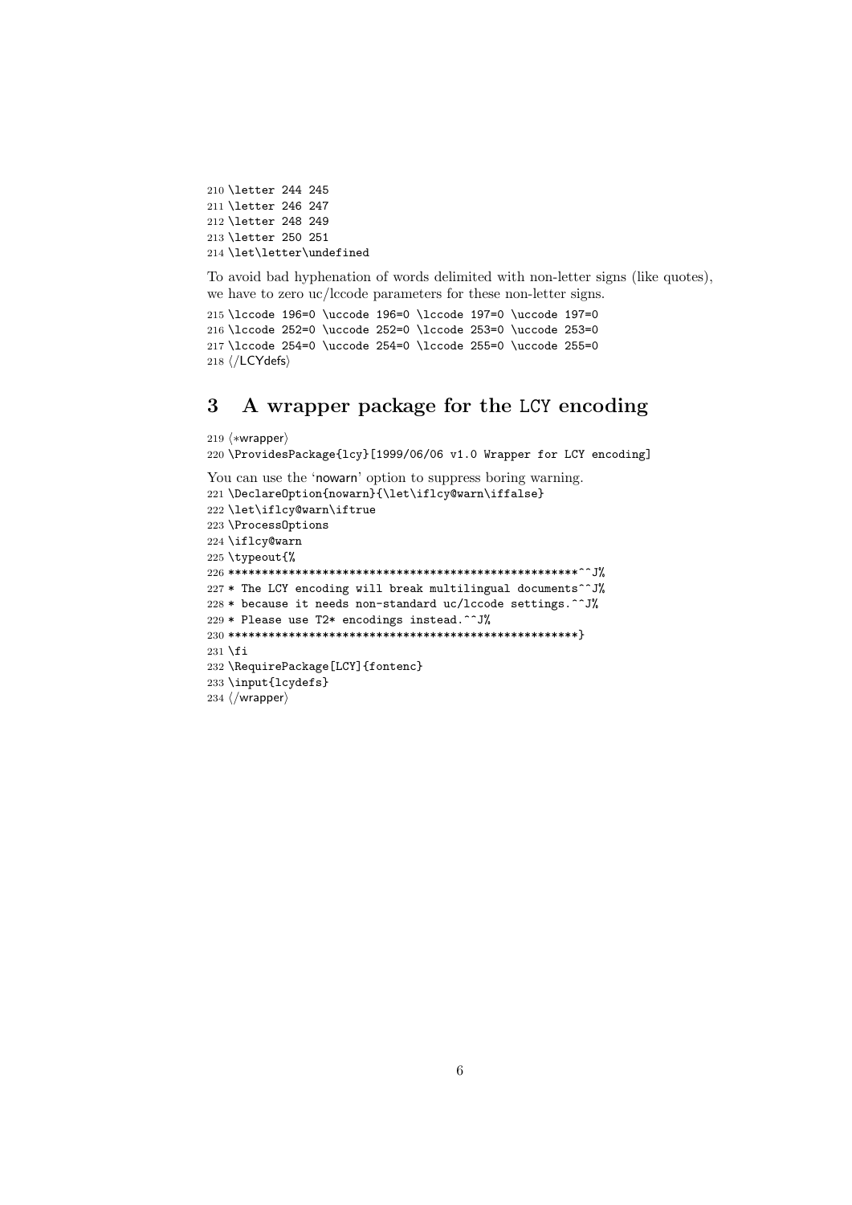```
210 \letter 244 245
211 \letter 246 247
212 \letter 248 249
213 \letter 250 251
214 \let\letter\undefined
```

To avoid bad hyphenation of words delimited with non-letter signs (like quotes), we have to zero uc/lccode parameters for these non-letter signs.

```
215 \lccode 196=0 \uccode 196=0 \lccode 197=0 \uccode 197=0
216 \lccode 252=0 \uccode 252=0 \lccode 253=0 \uccode 253=0
217 \lccode 254=0 \uccode 254=0 \lccode 255=0 \uccode 255=0
218 ⟨/LCYdefs⟩
```

## 3 A wrapper package for the LCY encoding

```
219 ⟨*wrapper⟩
220 \ProvidesPackage{lcy}[1999/06/06 v1.0 Wrapper for LCY encoding]
```

You can use the 'nowarn' option to suppress boring warning.

```
221 \DeclareOption{nowarn}{\let\iflcy@warn\iffalse}
222 \let\iflcy@warn\iftrue
223 \ProcessOptions
224 \iflcy@warn
225 \typeout{%
226 ****************************************************^^J%
227 * The LCY encoding will break multilingual documents^^J%
228 * because it needs non-standard uc/lccode settings.^^J%
229 * Please use T2* encodings instead.^^J%
230 ****************************************************}
231 \fi
232 \RequirePackage[LCY]{fontenc}
233 \input{lcydefs}
234 ⟨/wrapper⟩
```